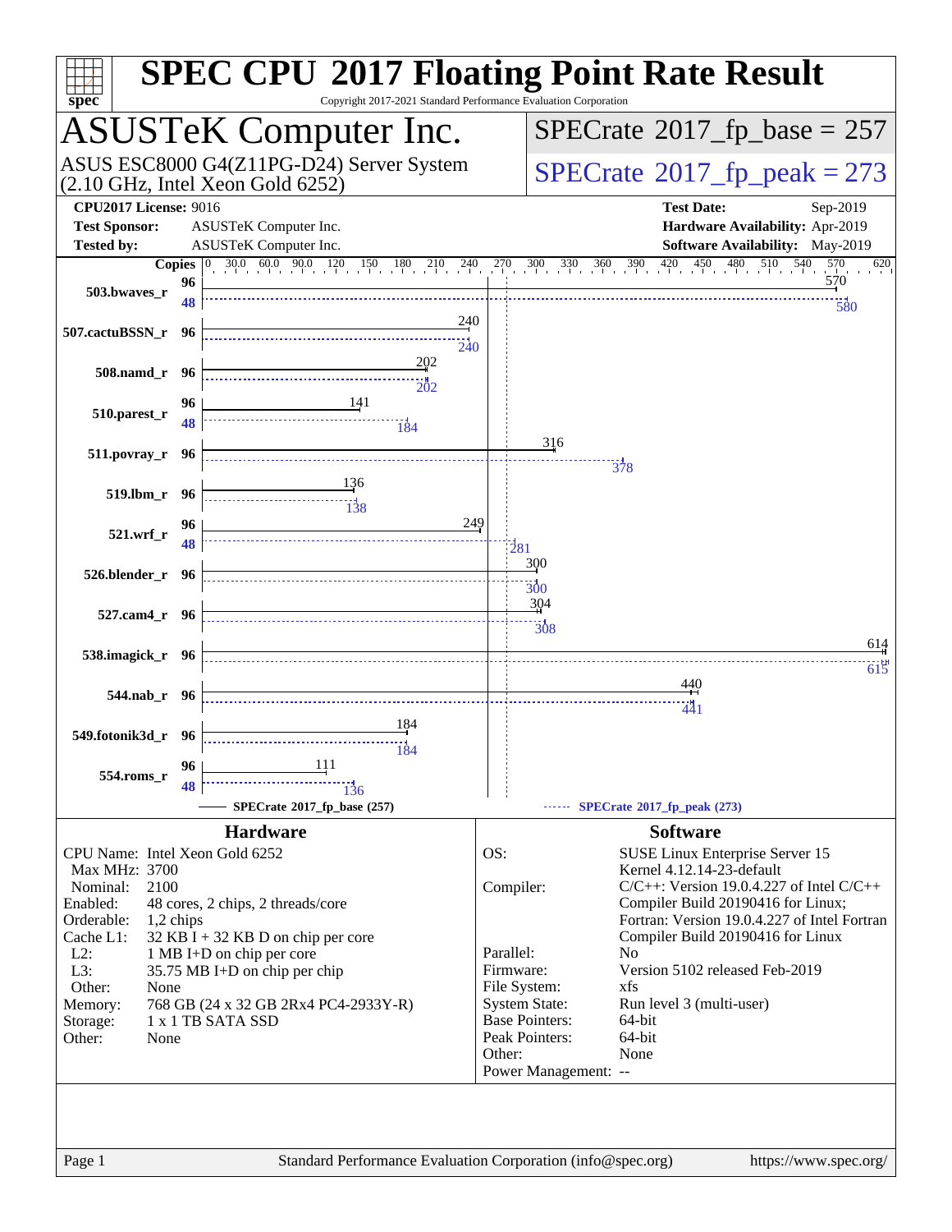# SPEC CPU 2017 Floating Point Rate Result

Copyright 2017-2021 Standard Performance Evaluation Corporation

## ASUSTeK Computer Inc.

ASUS ESC8000 G4(Z11PG-D24) Server System (2.10 GHz, Intel Xeon Gold 6252)

**SPECrate 2017_fp_base = 257**

**SPECrate 2017_fp_peak = 273**

| | | | |
|---|---|---|---|
| **CPU2017 License:** | 9016 | **Test Date:** | Sep-2019 |
| **Test Sponsor:** | ASUSTeK Computer Inc. | **Hardware Availability:** | Apr-2019 |
| **Tested by:** | ASUSTeK Computer Inc. | **Software Availability:** | May-2019 |

| Benchmark | Base Copies | Base | Peak Copies | Peak |
|---|---|---|---|---|
| 503.bwaves_r | 96 | 570 | 48 | 580 |
| 507.cactuBSSN_r | 96 | 240 | 96 | 240 |
| 508.namd_r | 96 | 202 | 96 | 202 |
| 510.parest_r | 96 | 141 | 48 | 184 |
| 511.povray_r | 96 | 316 | 96 | 378 |
| 519.lbm_r | 96 | 136 | 96 | 138 |
| 521.wrf_r | 96 | 249 | 48 | 281 |
| 526.blender_r | 96 | 300 | 96 | 300 |
| 527.cam4_r | 96 | 304 | 96 | 308 |
| 538.imagick_r | 96 | 614 | 96 | 615 |
| 544.nab_r | 96 | 440 | 96 | 441 |
| 549.fotonik3d_r | 96 | 184 | 96 | 184 |
| 554.roms_r | 96 | 111 | 48 | 136 |

SPECrate 2017_fp_base (257) — SPECrate 2017_fp_peak (273)

### Hardware

| | |
|---|---|
| CPU Name: | Intel Xeon Gold 6252 |
| Max MHz: | 3700 |
| Nominal: | 2100 |
| Enabled: | 48 cores, 2 chips, 2 threads/core |
| Orderable: | 1,2 chips |
| Cache L1: | 32 KB I + 32 KB D on chip per core |
| L2: | 1 MB I+D on chip per core |
| L3: | 35.75 MB I+D on chip per chip |
| Other: | None |
| Memory: | 768 GB (24 x 32 GB 2Rx4 PC4-2933Y-R) |
| Storage: | 1 x 1 TB SATA SSD |
| Other: | None |

### Software

| | |
|---|---|
| OS: | SUSE Linux Enterprise Server 15<br>Kernel 4.12.14-23-default |
| Compiler: | C/C++: Version 19.0.4.227 of Intel C/C++ Compiler Build 20190416 for Linux;<br>Fortran: Version 19.0.4.227 of Intel Fortran Compiler Build 20190416 for Linux |
| Parallel: | No |
| Firmware: | Version 5102 released Feb-2019 |
| File System: | xfs |
| System State: | Run level 3 (multi-user) |
| Base Pointers: | 64-bit |
| Peak Pointers: | 64-bit |
| Other: | None |
| Power Management: | -- |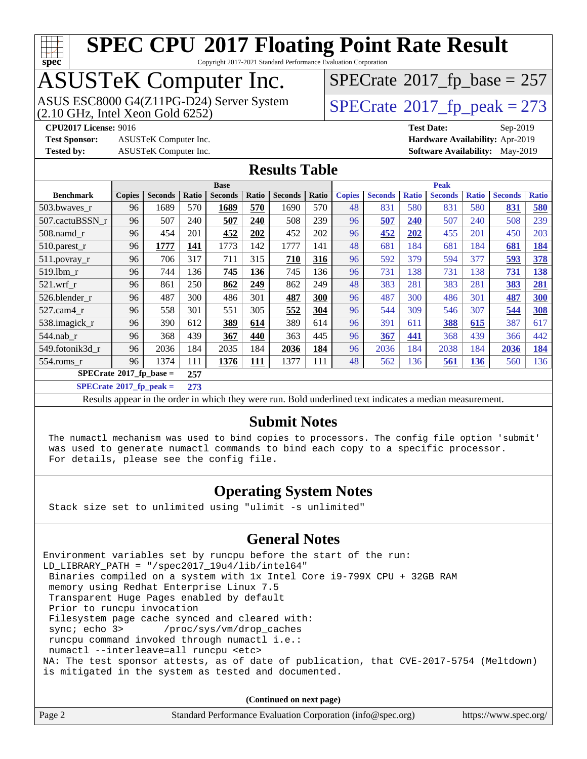# SPEC CPU 2017 Floating Point Rate Result

Copyright 2017-2021 Standard Performance Evaluation Corporation

## ASUSTeK Computer Inc.

ASUS ESC8000 G4(Z11PG-D24) Server System
(2.10 GHz, Intel Xeon Gold 6252)

SPECrate 2017_fp_base = 257

SPECrate 2017_fp_peak = 273

**CPU2017 License:** 9016
**Test Sponsor:** ASUSTeK Computer Inc.
**Tested by:** ASUSTeK Computer Inc.

**Test Date:** Sep-2019
**Hardware Availability:** Apr-2019
**Software Availability:** May-2019

## Results Table

| | Base | | | | | | | Peak | | | | | | |
|---|---|---|---|---|---|---|---|---|---|---|---|---|---|---|
| **Benchmark** | **Copies** | **Seconds** | **Ratio** | **Seconds** | **Ratio** | **Seconds** | **Ratio** | **Copies** | **Seconds** | **Ratio** | **Seconds** | **Ratio** | **Seconds** | **Ratio** |
| 503.bwaves_r | 96 | 1689 | 570 | **1689** | **570** | 1690 | 570 | 48 | 831 | 580 | 831 | 580 | **831** | **580** |
| 507.cactuBSSN_r | 96 | 507 | 240 | **507** | **240** | 508 | 239 | 96 | **507** | **240** | 507 | 240 | 508 | 239 |
| 508.namd_r | 96 | 454 | 201 | **452** | **202** | 452 | 202 | 96 | **452** | **202** | 455 | 201 | 450 | 203 |
| 510.parest_r | 96 | **1777** | **141** | 1773 | 142 | 1777 | 141 | 48 | 681 | 184 | 681 | 184 | **681** | **184** |
| 511.povray_r | 96 | 706 | 317 | 711 | 315 | **710** | **316** | 96 | 592 | 379 | 594 | 377 | **593** | **378** |
| 519.lbm_r | 96 | 744 | 136 | **745** | **136** | 745 | 136 | 96 | 731 | 138 | 731 | 138 | **731** | **138** |
| 521.wrf_r | 96 | 861 | 250 | **862** | **249** | 862 | 249 | 48 | 383 | 281 | 383 | 281 | **383** | **281** |
| 526.blender_r | 96 | 487 | 300 | 486 | 301 | **487** | **300** | 96 | 487 | 300 | 486 | 301 | **487** | **300** |
| 527.cam4_r | 96 | 558 | 301 | 551 | 305 | **552** | **304** | 96 | 544 | 309 | 546 | 307 | **544** | **308** |
| 538.imagick_r | 96 | 390 | 612 | **389** | **614** | 389 | 614 | 96 | 391 | 611 | **388** | **615** | 387 | 617 |
| 544.nab_r | 96 | 368 | 439 | **367** | **440** | 363 | 445 | 96 | **367** | **441** | 368 | 439 | 366 | 442 |
| 549.fotonik3d_r | 96 | 2036 | 184 | 2035 | 184 | **2036** | **184** | 96 | 2036 | 184 | 2038 | 184 | **2036** | **184** |
| 554.roms_r | 96 | 1374 | 111 | **1376** | **111** | 1377 | 111 | 48 | 562 | 136 | **561** | **136** | 560 | 136 |

**SPECrate 2017_fp_base = 257**

**SPECrate 2017_fp_peak = 273**

Results appear in the order in which they were run. Bold underlined text indicates a median measurement.

## Submit Notes

```
The numactl mechanism was used to bind copies to processors. The config file option 'submit'
was used to generate numactl commands to bind each copy to a specific processor.
For details, please see the config file.
```

## Operating System Notes

```
Stack size set to unlimited using "ulimit -s unlimited"
```

## General Notes

```
Environment variables set by runcpu before the start of the run:
LD_LIBRARY_PATH = "/spec2017_19u4/lib/intel64"
 Binaries compiled on a system with 1x Intel Core i9-799X CPU + 32GB RAM
 memory using Redhat Enterprise Linux 7.5
 Transparent Huge Pages enabled by default
 Prior to runcpu invocation
 Filesystem page cache synced and cleared with:
 sync; echo 3>       /proc/sys/vm/drop_caches
 runcpu command invoked through numactl i.e.:
 numactl --interleave=all runcpu <etc>
NA: The test sponsor attests, as of date of publication, that CVE-2017-5754 (Meltdown)
is mitigated in the system as tested and documented.
```

**(Continued on next page)**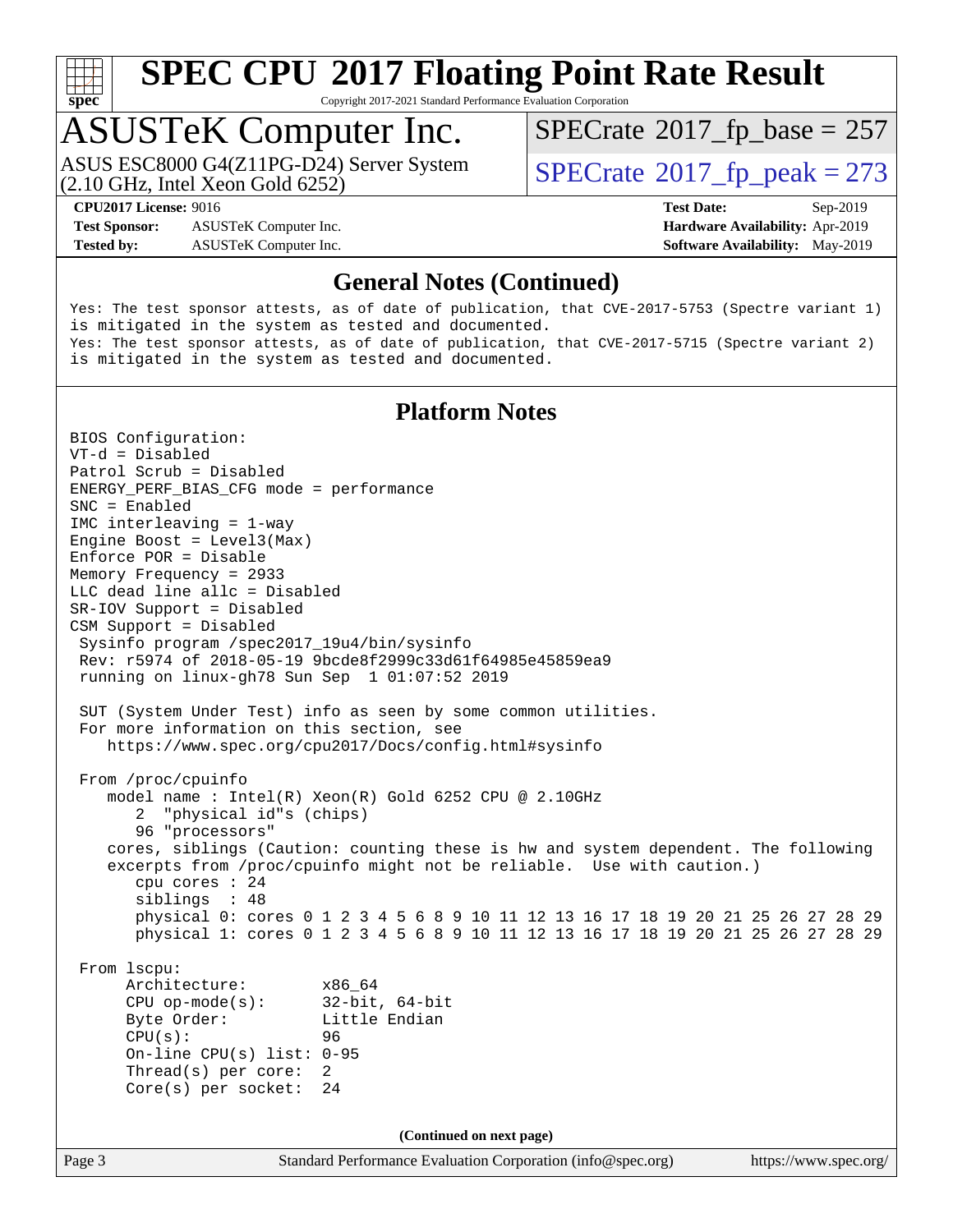## General Notes (Continued)

```
Yes: The test sponsor attests, as of date of publication, that CVE-2017-5753 (Spectre variant 1)
is mitigated in the system as tested and documented.
Yes: The test sponsor attests, as of date of publication, that CVE-2017-5715 (Spectre variant 2)
is mitigated in the system as tested and documented.
```

## Platform Notes

```
BIOS Configuration:
VT-d = Disabled
Patrol Scrub = Disabled
ENERGY_PERF_BIAS_CFG mode = performance
SNC = Enabled
IMC interleaving = 1-way
Engine Boost = Level3(Max)
Enforce POR = Disable
Memory Frequency = 2933
LLC dead line allc = Disabled
SR-IOV Support = Disabled
CSM Support = Disabled
 Sysinfo program /spec2017_19u4/bin/sysinfo
 Rev: r5974 of 2018-05-19 9bcde8f2999c33d61f64985e45859ea9
 running on linux-gh78 Sun Sep  1 01:07:52 2019

 SUT (System Under Test) info as seen by some common utilities.
 For more information on this section, see
    https://www.spec.org/cpu2017/Docs/config.html#sysinfo

 From /proc/cpuinfo
    model name : Intel(R) Xeon(R) Gold 6252 CPU @ 2.10GHz
       2  "physical id"s (chips)
       96 "processors"
    cores, siblings (Caution: counting these is hw and system dependent. The following
    excerpts from /proc/cpuinfo might not be reliable.  Use with caution.)
       cpu cores : 24
       siblings  : 48
       physical 0: cores 0 1 2 3 4 5 6 8 9 10 11 12 13 16 17 18 19 20 21 25 26 27 28 29
       physical 1: cores 0 1 2 3 4 5 6 8 9 10 11 12 13 16 17 18 19 20 21 25 26 27 28 29

 From lscpu:
      Architecture:        x86_64
      CPU op-mode(s):      32-bit, 64-bit
      Byte Order:          Little Endian
      CPU(s):              96
      On-line CPU(s) list: 0-95
      Thread(s) per core:  2
      Core(s) per socket:  24
```

**(Continued on next page)**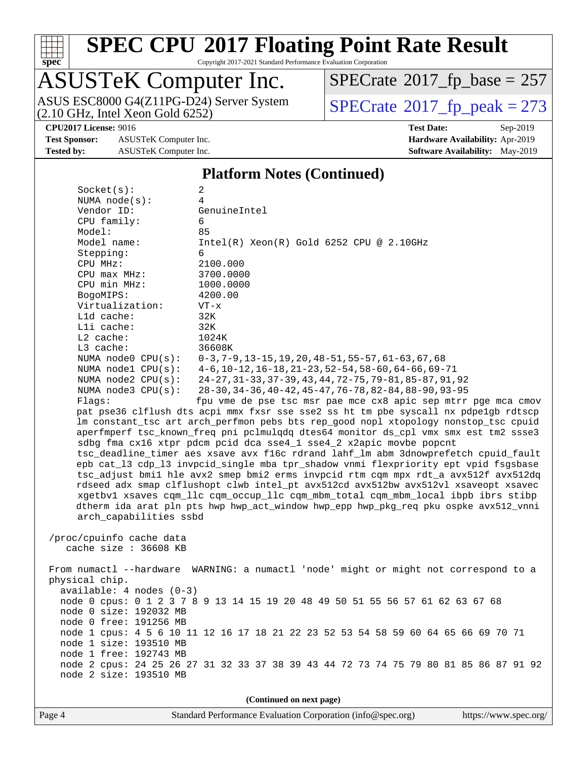## Platform Notes (Continued)

```
     Socket(s):           2
     NUMA node(s):        4
     Vendor ID:           GenuineIntel
     CPU family:          6
     Model:               85
     Model name:          Intel(R) Xeon(R) Gold 6252 CPU @ 2.10GHz
     Stepping:            6
     CPU MHz:             2100.000
     CPU max MHz:         3700.0000
     CPU min MHz:         1000.0000
     BogoMIPS:            4200.00
     Virtualization:      VT-x
     L1d cache:           32K
     L1i cache:           32K
     L2 cache:            1024K
     L3 cache:            36608K
     NUMA node0 CPU(s):   0-3,7-9,13-15,19,20,48-51,55-57,61-63,67,68
     NUMA node1 CPU(s):   4-6,10-12,16-18,21-23,52-54,58-60,64-66,69-71
     NUMA node2 CPU(s):   24-27,31-33,37-39,43,44,72-75,79-81,85-87,91,92
     NUMA node3 CPU(s):   28-30,34-36,40-42,45-47,76-78,82-84,88-90,93-95
     Flags:               fpu vme de pse tsc msr pae mce cx8 apic sep mtrr pge mca cmov
     pat pse36 clflush dts acpi mmx fxsr sse sse2 ss ht tm pbe syscall nx pdpe1gb rdtscp
     lm constant_tsc art arch_perfmon pebs bts rep_good nopl xtopology nonstop_tsc cpuid
     aperfmperf tsc_known_freq pni pclmulqdq dtes64 monitor ds_cpl vmx smx est tm2 ssse3
     sdbg fma cx16 xtpr pdcm pcid dca sse4_1 sse4_2 x2apic movbe popcnt
     tsc_deadline_timer aes xsave avx f16c rdrand lahf_lm abm 3dnowprefetch cpuid_fault
     epb cat_l3 cdp_l3 invpcid_single mba tpr_shadow vnmi flexpriority ept vpid fsgsbase
     tsc_adjust bmi1 hle avx2 smep bmi2 erms invpcid rtm cqm mpx rdt_a avx512f avx512dq
     rdseed adx smap clflushopt clwb intel_pt avx512cd avx512bw avx512vl xsaveopt xsavec
     xgetbv1 xsaves cqm_llc cqm_occup_llc cqm_mbm_total cqm_mbm_local ibpb ibrs stibp
     dtherm ida arat pln pts hwp hwp_act_window hwp_epp hwp_pkg_req pku ospke avx512_vnni
     arch_capabilities ssbd

 /proc/cpuinfo cache data
    cache size : 36608 KB

 From numactl --hardware  WARNING: a numactl 'node' might or might not correspond to a
 physical chip.
   available: 4 nodes (0-3)
   node 0 cpus: 0 1 2 3 7 8 9 13 14 15 19 20 48 49 50 51 55 56 57 61 62 63 67 68
   node 0 size: 192032 MB
   node 0 free: 191256 MB
   node 1 cpus: 4 5 6 10 11 12 16 17 18 21 22 23 52 53 54 58 59 60 64 65 66 69 70 71
   node 1 size: 193510 MB
   node 1 free: 192743 MB
   node 2 cpus: 24 25 26 27 31 32 33 37 38 39 43 44 72 73 74 75 79 80 81 85 86 87 91 92
   node 2 size: 193510 MB
```

**(Continued on next page)**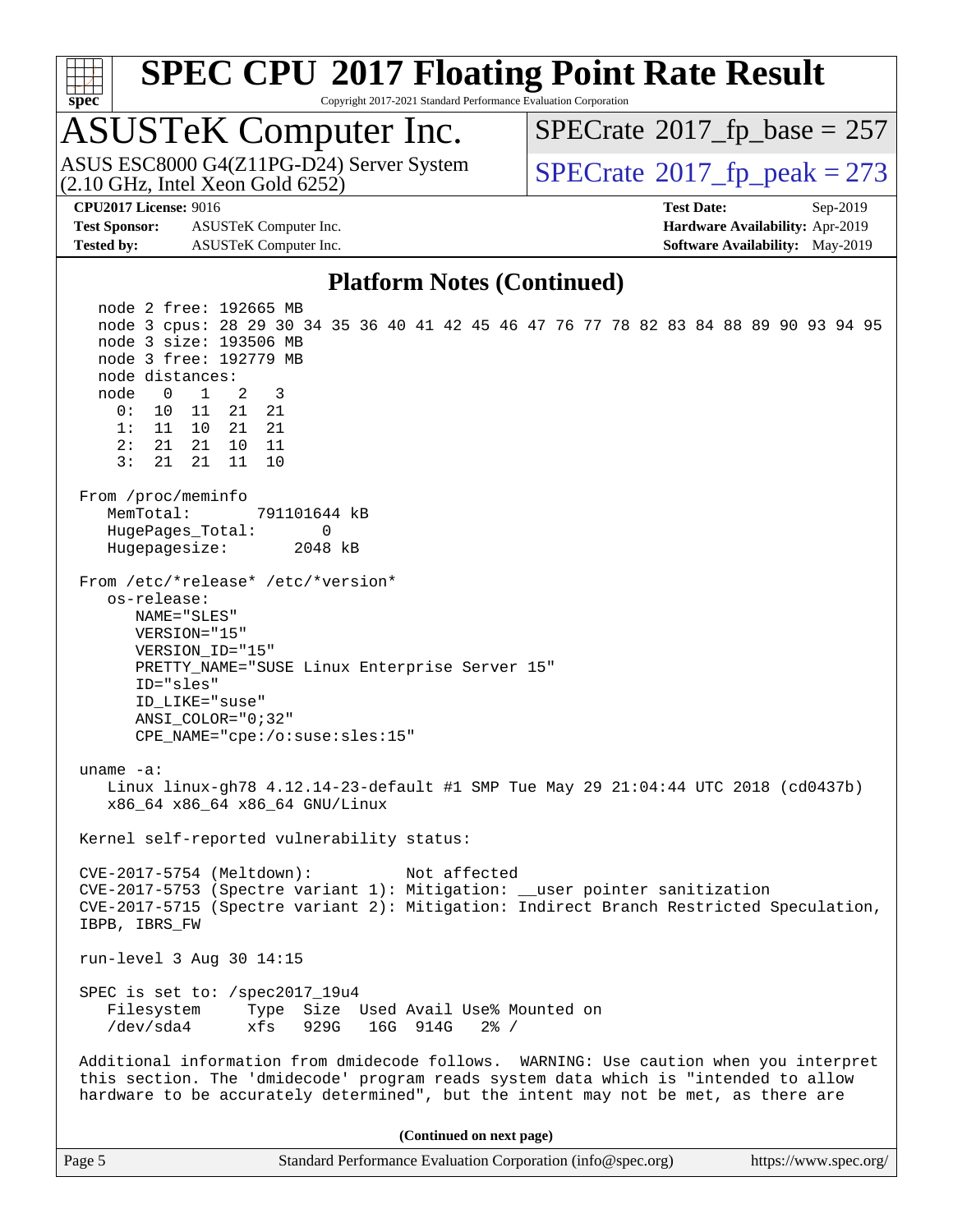## Platform Notes (Continued)

```
   node 2 free: 192665 MB
   node 3 cpus: 28 29 30 34 35 36 40 41 42 45 46 47 76 77 78 82 83 84 88 89 90 93 94 95
   node 3 size: 193506 MB
   node 3 free: 192779 MB
   node distances:
   node   0   1   2   3
     0:  10  11  21  21
     1:  11  10  21  21
     2:  21  21  10  11
     3:  21  21  11  10

 From /proc/meminfo
    MemTotal:       791101644 kB
    HugePages_Total:       0
    Hugepagesize:       2048 kB

 From /etc/*release* /etc/*version*
    os-release:
       NAME="SLES"
       VERSION="15"
       VERSION_ID="15"
       PRETTY_NAME="SUSE Linux Enterprise Server 15"
       ID="sles"
       ID_LIKE="suse"
       ANSI_COLOR="0;32"
       CPE_NAME="cpe:/o:suse:sles:15"

 uname -a:
    Linux linux-gh78 4.12.14-23-default #1 SMP Tue May 29 21:04:44 UTC 2018 (cd0437b)
    x86_64 x86_64 x86_64 GNU/Linux

 Kernel self-reported vulnerability status:

 CVE-2017-5754 (Meltdown):          Not affected
 CVE-2017-5753 (Spectre variant 1): Mitigation: __user pointer sanitization
 CVE-2017-5715 (Spectre variant 2): Mitigation: Indirect Branch Restricted Speculation,
 IBPB, IBRS_FW

 run-level 3 Aug 30 14:15

 SPEC is set to: /spec2017_19u4
    Filesystem     Type  Size  Used Avail Use% Mounted on
    /dev/sda4      xfs   929G   16G  914G   2% /

 Additional information from dmidecode follows.  WARNING: Use caution when you interpret
 this section. The 'dmidecode' program reads system data which is "intended to allow
 hardware to be accurately determined", but the intent may not be met, as there are
```

**(Continued on next page)**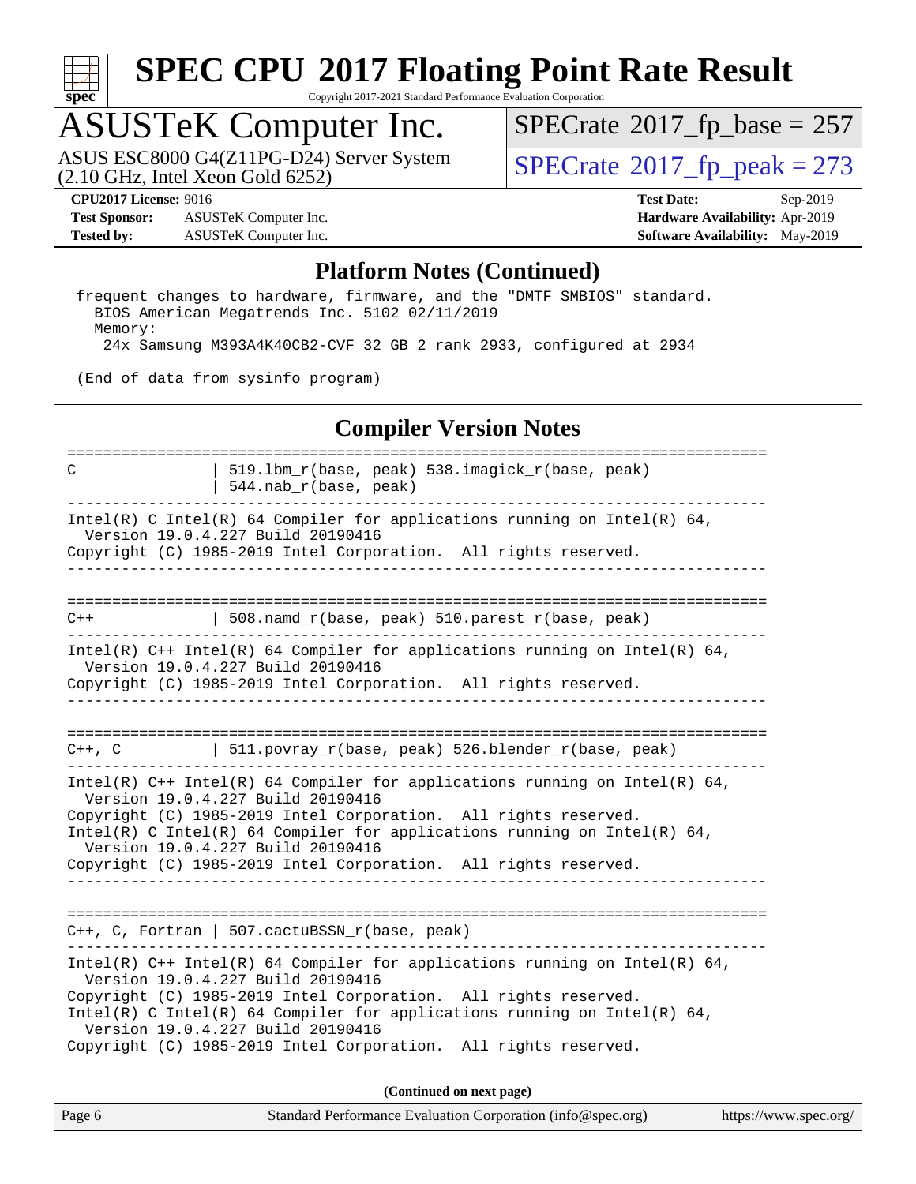# SPEC CPU 2017 Floating Point Rate Result

Copyright 2017-2021 Standard Performance Evaluation Corporation

## ASUSTeK Computer Inc.

ASUS ESC8000 G4(Z11PG-D24) Server System (2.10 GHz, Intel Xeon Gold 6252)

SPECrate 2017_fp_base = 257

SPECrate 2017_fp_peak = 273

**CPU2017 License:** 9016
**Test Sponsor:** ASUSTeK Computer Inc.
**Tested by:** ASUSTeK Computer Inc.

**Test Date:** Sep-2019
**Hardware Availability:** Apr-2019
**Software Availability:** May-2019

## Platform Notes (Continued)

```
 frequent changes to hardware, firmware, and the "DMTF SMBIOS" standard.
   BIOS American Megatrends Inc. 5102 02/11/2019
   Memory:
    24x Samsung M393A4K40CB2-CVF 32 GB 2 rank 2933, configured at 2934

 (End of data from sysinfo program)
```

## Compiler Version Notes

```
==============================================================================
C               | 519.lbm_r(base, peak) 538.imagick_r(base, peak)
                | 544.nab_r(base, peak)
------------------------------------------------------------------------------
Intel(R) C Intel(R) 64 Compiler for applications running on Intel(R) 64,
  Version 19.0.4.227 Build 20190416
Copyright (C) 1985-2019 Intel Corporation.  All rights reserved.
------------------------------------------------------------------------------

==============================================================================
C++             | 508.namd_r(base, peak) 510.parest_r(base, peak)
------------------------------------------------------------------------------
Intel(R) C++ Intel(R) 64 Compiler for applications running on Intel(R) 64,
  Version 19.0.4.227 Build 20190416
Copyright (C) 1985-2019 Intel Corporation.  All rights reserved.
------------------------------------------------------------------------------

==============================================================================
C++, C          | 511.povray_r(base, peak) 526.blender_r(base, peak)
------------------------------------------------------------------------------
Intel(R) C++ Intel(R) 64 Compiler for applications running on Intel(R) 64,
  Version 19.0.4.227 Build 20190416
Copyright (C) 1985-2019 Intel Corporation.  All rights reserved.
Intel(R) C Intel(R) 64 Compiler for applications running on Intel(R) 64,
  Version 19.0.4.227 Build 20190416
Copyright (C) 1985-2019 Intel Corporation.  All rights reserved.
------------------------------------------------------------------------------

==============================================================================
C++, C, Fortran | 507.cactuBSSN_r(base, peak)
------------------------------------------------------------------------------
Intel(R) C++ Intel(R) 64 Compiler for applications running on Intel(R) 64,
  Version 19.0.4.227 Build 20190416
Copyright (C) 1985-2019 Intel Corporation.  All rights reserved.
Intel(R) C Intel(R) 64 Compiler for applications running on Intel(R) 64,
  Version 19.0.4.227 Build 20190416
Copyright (C) 1985-2019 Intel Corporation.  All rights reserved.
```

**(Continued on next page)**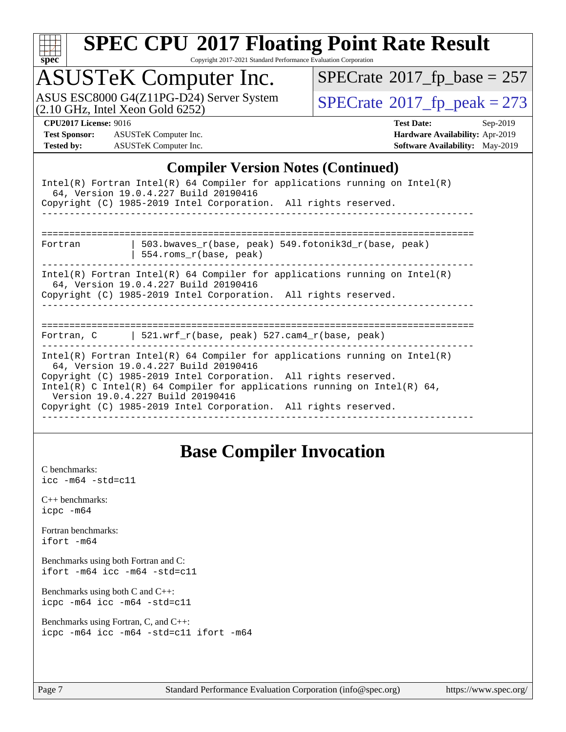## Compiler Version Notes (Continued)

```
Intel(R) Fortran Intel(R) 64 Compiler for applications running on Intel(R)
  64, Version 19.0.4.227 Build 20190416
Copyright (C) 1985-2019 Intel Corporation.  All rights reserved.
------------------------------------------------------------------------------

==============================================================================
Fortran          | 503.bwaves_r(base, peak) 549.fotonik3d_r(base, peak)
                 | 554.roms_r(base, peak)
------------------------------------------------------------------------------
Intel(R) Fortran Intel(R) 64 Compiler for applications running on Intel(R)
  64, Version 19.0.4.227 Build 20190416
Copyright (C) 1985-2019 Intel Corporation.  All rights reserved.
------------------------------------------------------------------------------

==============================================================================
Fortran, C       | 521.wrf_r(base, peak) 527.cam4_r(base, peak)
------------------------------------------------------------------------------
Intel(R) Fortran Intel(R) 64 Compiler for applications running on Intel(R)
  64, Version 19.0.4.227 Build 20190416
Copyright (C) 1985-2019 Intel Corporation.  All rights reserved.
Intel(R) C Intel(R) 64 Compiler for applications running on Intel(R) 64,
  Version 19.0.4.227 Build 20190416
Copyright (C) 1985-2019 Intel Corporation.  All rights reserved.
------------------------------------------------------------------------------
```

## Base Compiler Invocation

C benchmarks:
`icc -m64 -std=c11`

C++ benchmarks:
`icpc -m64`

Fortran benchmarks:
`ifort -m64`

Benchmarks using both Fortran and C:
`ifort -m64 icc -m64 -std=c11`

Benchmarks using both C and C++:
`icpc -m64 icc -m64 -std=c11`

Benchmarks using Fortran, C, and C++:
`icpc -m64 icc -m64 -std=c11 ifort -m64`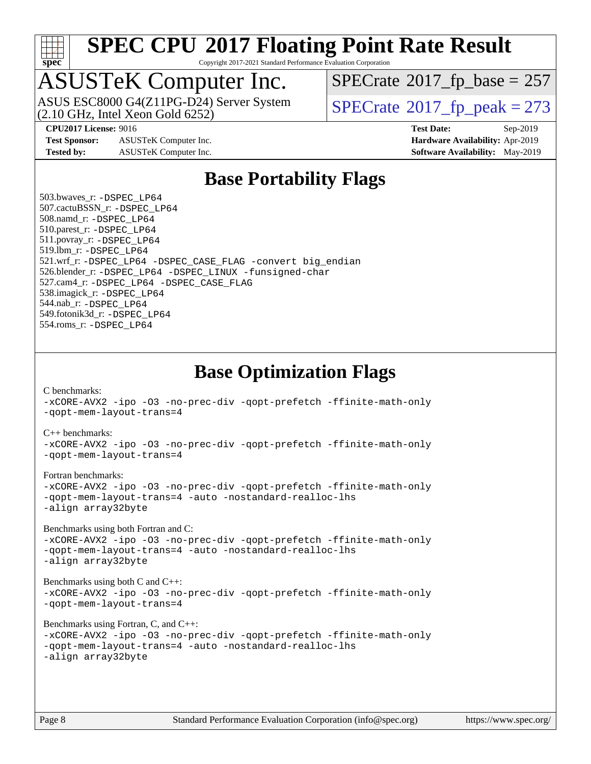# SPEC CPU 2017 Floating Point Rate Result

Copyright 2017-2021 Standard Performance Evaluation Corporation

## ASUSTeK Computer Inc.

ASUS ESC8000 G4(Z11PG-D24) Server System (2.10 GHz, Intel Xeon Gold 6252)

SPECrate 2017_fp_base = 257

SPECrate 2017_fp_peak = 273

**CPU2017 License:** 9016
**Test Sponsor:** ASUSTeK Computer Inc.
**Tested by:** ASUSTeK Computer Inc.

**Test Date:** Sep-2019
**Hardware Availability:** Apr-2019
**Software Availability:** May-2019

## Base Portability Flags

503.bwaves_r: -DSPEC_LP64
507.cactuBSSN_r: -DSPEC_LP64
508.namd_r: -DSPEC_LP64
510.parest_r: -DSPEC_LP64
511.povray_r: -DSPEC_LP64
519.lbm_r: -DSPEC_LP64
521.wrf_r: -DSPEC_LP64 -DSPEC_CASE_FLAG -convert big_endian
526.blender_r: -DSPEC_LP64 -DSPEC_LINUX -funsigned-char
527.cam4_r: -DSPEC_LP64 -DSPEC_CASE_FLAG
538.imagick_r: -DSPEC_LP64
544.nab_r: -DSPEC_LP64
549.fotonik3d_r: -DSPEC_LP64
554.roms_r: -DSPEC_LP64

## Base Optimization Flags

C benchmarks:
-xCORE-AVX2 -ipo -O3 -no-prec-div -qopt-prefetch -ffinite-math-only
-qopt-mem-layout-trans=4

C++ benchmarks:
-xCORE-AVX2 -ipo -O3 -no-prec-div -qopt-prefetch -ffinite-math-only
-qopt-mem-layout-trans=4

Fortran benchmarks:
-xCORE-AVX2 -ipo -O3 -no-prec-div -qopt-prefetch -ffinite-math-only
-qopt-mem-layout-trans=4 -auto -nostandard-realloc-lhs
-align array32byte

Benchmarks using both Fortran and C:
-xCORE-AVX2 -ipo -O3 -no-prec-div -qopt-prefetch -ffinite-math-only
-qopt-mem-layout-trans=4 -auto -nostandard-realloc-lhs
-align array32byte

Benchmarks using both C and C++:
-xCORE-AVX2 -ipo -O3 -no-prec-div -qopt-prefetch -ffinite-math-only
-qopt-mem-layout-trans=4

Benchmarks using Fortran, C, and C++:
-xCORE-AVX2 -ipo -O3 -no-prec-div -qopt-prefetch -ffinite-math-only
-qopt-mem-layout-trans=4 -auto -nostandard-realloc-lhs
-align array32byte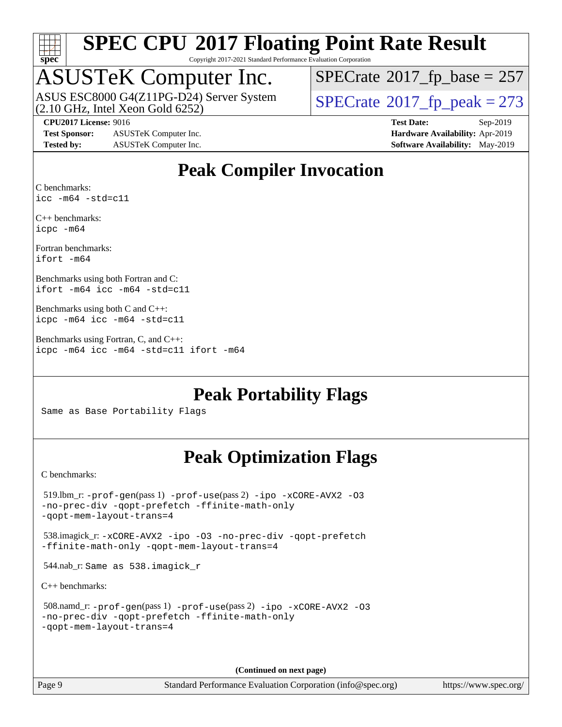# SPEC CPU 2017 Floating Point Rate Result

Copyright 2017-2021 Standard Performance Evaluation Corporation

## ASUSTeK Computer Inc.

ASUS ESC8000 G4(Z11PG-D24) Server System (2.10 GHz, Intel Xeon Gold 6252)

SPECrate 2017_fp_base = 257

SPECrate 2017_fp_peak = 273

**CPU2017 License:** 9016
**Test Sponsor:** ASUSTeK Computer Inc.
**Tested by:** ASUSTeK Computer Inc.

**Test Date:** Sep-2019
**Hardware Availability:** Apr-2019
**Software Availability:** May-2019

## Peak Compiler Invocation

C benchmarks:
`icc -m64 -std=c11`

C++ benchmarks:
`icpc -m64`

Fortran benchmarks:
`ifort -m64`

Benchmarks using both Fortran and C:
`ifort -m64 icc -m64 -std=c11`

Benchmarks using both C and C++:
`icpc -m64 icc -m64 -std=c11`

Benchmarks using Fortran, C, and C++:
`icpc -m64 icc -m64 -std=c11 ifort -m64`

## Peak Portability Flags

Same as Base Portability Flags

## Peak Optimization Flags

C benchmarks:

519.lbm_r: `-prof-gen`(pass 1) `-prof-use`(pass 2) `-ipo -xCORE-AVX2 -O3 -no-prec-div -qopt-prefetch -ffinite-math-only -qopt-mem-layout-trans=4`

538.imagick_r: `-xCORE-AVX2 -ipo -O3 -no-prec-div -qopt-prefetch -ffinite-math-only -qopt-mem-layout-trans=4`

544.nab_r: Same as 538.imagick_r

C++ benchmarks:

508.namd_r: `-prof-gen`(pass 1) `-prof-use`(pass 2) `-ipo -xCORE-AVX2 -O3 -no-prec-div -qopt-prefetch -ffinite-math-only -qopt-mem-layout-trans=4`

**(Continued on next page)**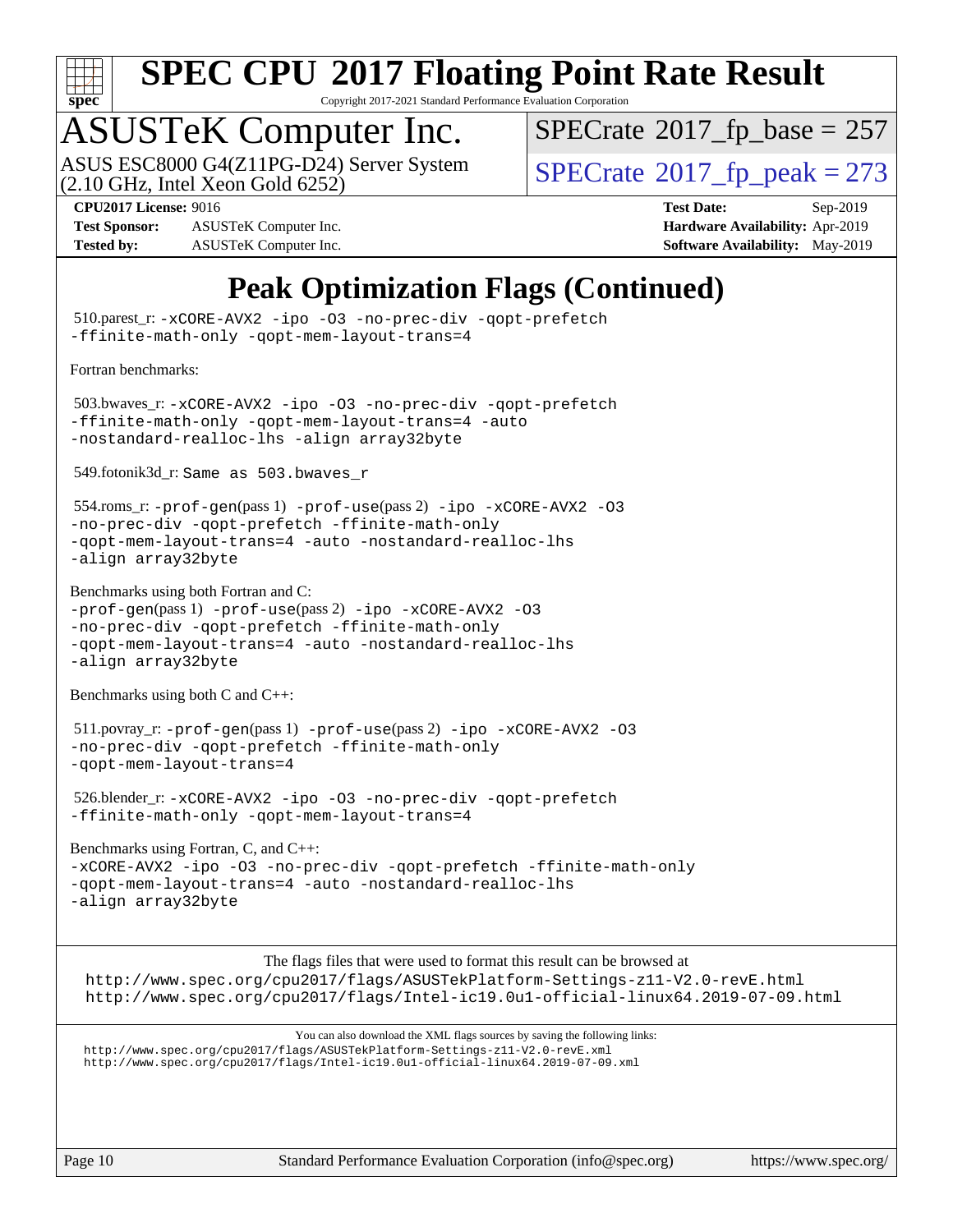# Peak Optimization Flags (Continued)

510.parest_r: -xCORE-AVX2 -ipo -O3 -no-prec-div -qopt-prefetch -ffinite-math-only -qopt-mem-layout-trans=4

Fortran benchmarks:

503.bwaves_r: -xCORE-AVX2 -ipo -O3 -no-prec-div -qopt-prefetch -ffinite-math-only -qopt-mem-layout-trans=4 -auto -nostandard-realloc-lhs -align array32byte

549.fotonik3d_r: Same as 503.bwaves_r

554.roms_r: -prof-gen(pass 1) -prof-use(pass 2) -ipo -xCORE-AVX2 -O3 -no-prec-div -qopt-prefetch -ffinite-math-only -qopt-mem-layout-trans=4 -auto -nostandard-realloc-lhs -align array32byte

Benchmarks using both Fortran and C:
-prof-gen(pass 1) -prof-use(pass 2) -ipo -xCORE-AVX2 -O3 -no-prec-div -qopt-prefetch -ffinite-math-only -qopt-mem-layout-trans=4 -auto -nostandard-realloc-lhs -align array32byte

Benchmarks using both C and C++:

511.povray_r: -prof-gen(pass 1) -prof-use(pass 2) -ipo -xCORE-AVX2 -O3 -no-prec-div -qopt-prefetch -ffinite-math-only -qopt-mem-layout-trans=4

526.blender_r: -xCORE-AVX2 -ipo -O3 -no-prec-div -qopt-prefetch -ffinite-math-only -qopt-mem-layout-trans=4

Benchmarks using Fortran, C, and C++:
-xCORE-AVX2 -ipo -O3 -no-prec-div -qopt-prefetch -ffinite-math-only -qopt-mem-layout-trans=4 -auto -nostandard-realloc-lhs -align array32byte

The flags files that were used to format this result can be browsed at
http://www.spec.org/cpu2017/flags/ASUSTekPlatform-Settings-z11-V2.0-revE.html
http://www.spec.org/cpu2017/flags/Intel-ic19.0u1-official-linux64.2019-07-09.html

You can also download the XML flags sources by saving the following links:
http://www.spec.org/cpu2017/flags/ASUSTekPlatform-Settings-z11-V2.0-revE.xml
http://www.spec.org/cpu2017/flags/Intel-ic19.0u1-official-linux64.2019-07-09.xml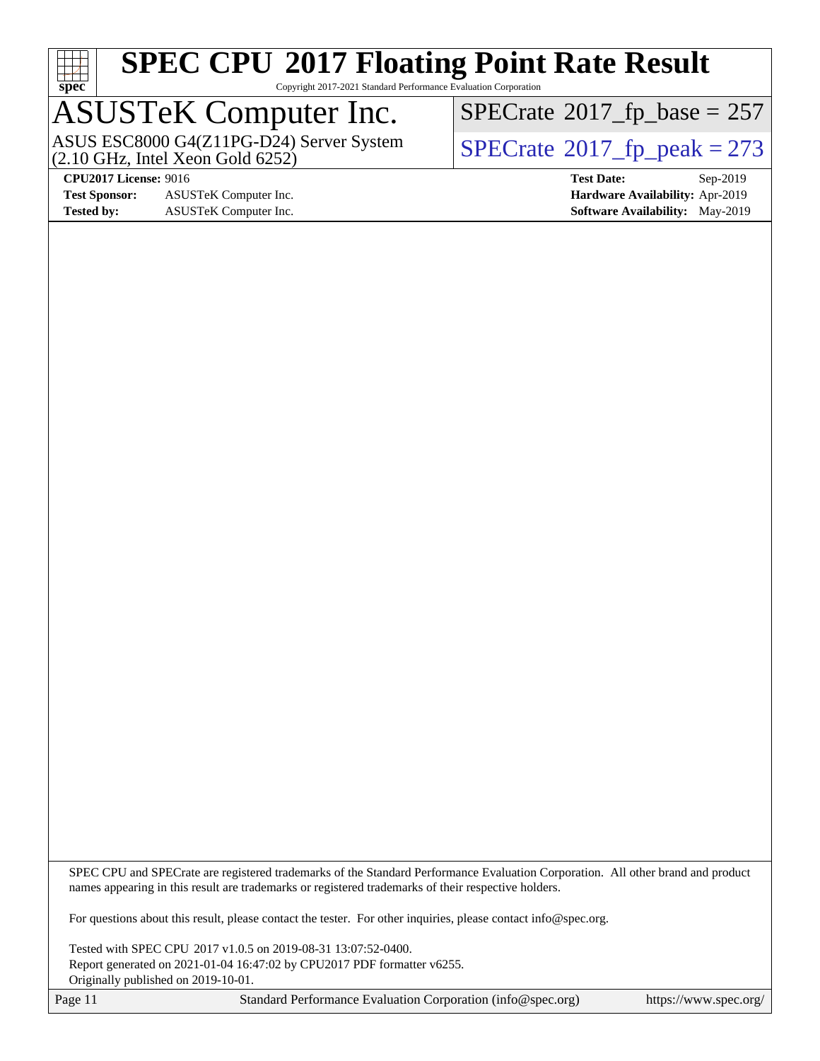SPEC CPU and SPECrate are registered trademarks of the Standard Performance Evaluation Corporation. All other brand and product names appearing in this result are trademarks or registered trademarks of their respective holders.

For questions about this result, please contact the tester. For other inquiries, please contact info@spec.org.

Tested with SPEC CPU 2017 v1.0.5 on 2019-08-31 13:07:52-0400.
Report generated on 2021-01-04 16:47:02 by CPU2017 PDF formatter v6255.
Originally published on 2019-10-01.